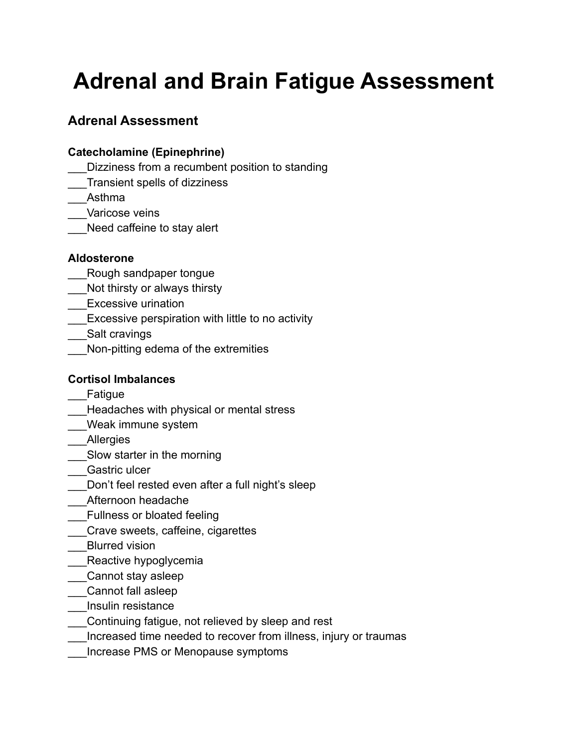# Adrenal and Brain Fatigue Assessment

## Adrenal Assessment

**Catecholamine (Epinephrine)**

___Dizziness from a recumbent position to standing
___Transient spells of dizziness
___Asthma
___Varicose veins
___Need caffeine to stay alert

**Aldosterone**

___Rough sandpaper tongue
___Not thirsty or always thirsty
___Excessive urination
___Excessive perspiration with little to no activity
___Salt cravings
___Non-pitting edema of the extremities

**Cortisol Imbalances**

___Fatigue
___Headaches with physical or mental stress
___Weak immune system
___Allergies
___Slow starter in the morning
___Gastric ulcer
___Don't feel rested even after a full night's sleep
___Afternoon headache
___Fullness or bloated feeling
___Crave sweets, caffeine, cigarettes
___Blurred vision
___Reactive hypoglycemia
___Cannot stay asleep
___Cannot fall asleep
___Insulin resistance
___Continuing fatigue, not relieved by sleep and rest
___Increased time needed to recover from illness, injury or traumas
___Increase PMS or Menopause symptoms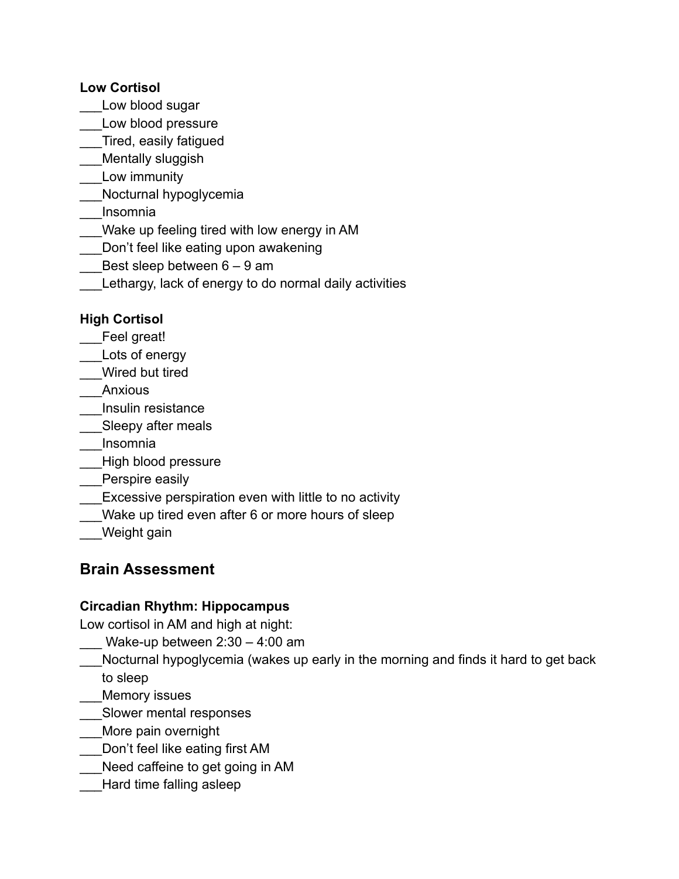**Low Cortisol**

___Low blood sugar
___Low blood pressure
___Tired, easily fatigued
___Mentally sluggish
___Low immunity
___Nocturnal hypoglycemia
___Insomnia
___Wake up feeling tired with low energy in AM
___Don't feel like eating upon awakening
___Best sleep between 6 – 9 am
___Lethargy, lack of energy to do normal daily activities

**High Cortisol**

___Feel great!
___Lots of energy
___Wired but tired
___Anxious
___Insulin resistance
___Sleepy after meals
___Insomnia
___High blood pressure
___Perspire easily
___Excessive perspiration even with little to no activity
___Wake up tired even after 6 or more hours of sleep
___Weight gain

## Brain Assessment

**Circadian Rhythm: Hippocampus**

Low cortisol in AM and high at night:

___ Wake-up between 2:30 – 4:00 am
___Nocturnal hypoglycemia (wakes up early in the morning and finds it hard to get back to sleep
___Memory issues
___Slower mental responses
___More pain overnight
___Don't feel like eating first AM
___Need caffeine to get going in AM
___Hard time falling asleep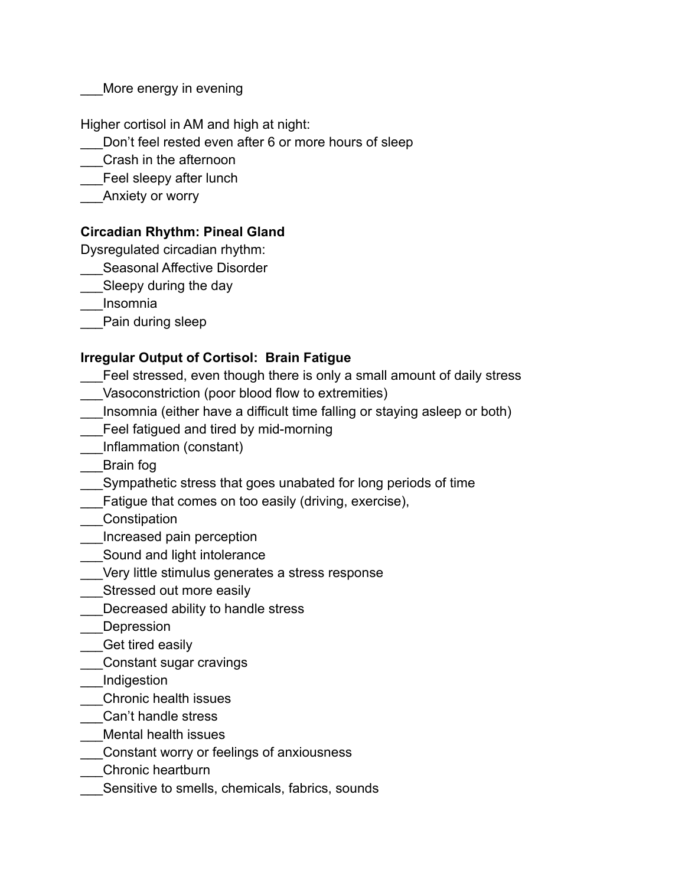___More energy in evening

Higher cortisol in AM and high at night:

___Don't feel rested even after 6 or more hours of sleep
___Crash in the afternoon
___Feel sleepy after lunch
___Anxiety or worry

**Circadian Rhythm: Pineal Gland**

Dysregulated circadian rhythm:

___Seasonal Affective Disorder
___Sleepy during the day
___Insomnia
___Pain during sleep

**Irregular Output of Cortisol: Brain Fatigue**

___Feel stressed, even though there is only a small amount of daily stress
___Vasoconstriction (poor blood flow to extremities)
___Insomnia (either have a difficult time falling or staying asleep or both)
___Feel fatigued and tired by mid-morning
___Inflammation (constant)
___Brain fog
___Sympathetic stress that goes unabated for long periods of time
___Fatigue that comes on too easily (driving, exercise),
___Constipation
___Increased pain perception
___Sound and light intolerance
___Very little stimulus generates a stress response
___Stressed out more easily
___Decreased ability to handle stress
___Depression
___Get tired easily
___Constant sugar cravings
___Indigestion
___Chronic health issues
___Can't handle stress
___Mental health issues
___Constant worry or feelings of anxiousness
___Chronic heartburn
___Sensitive to smells, chemicals, fabrics, sounds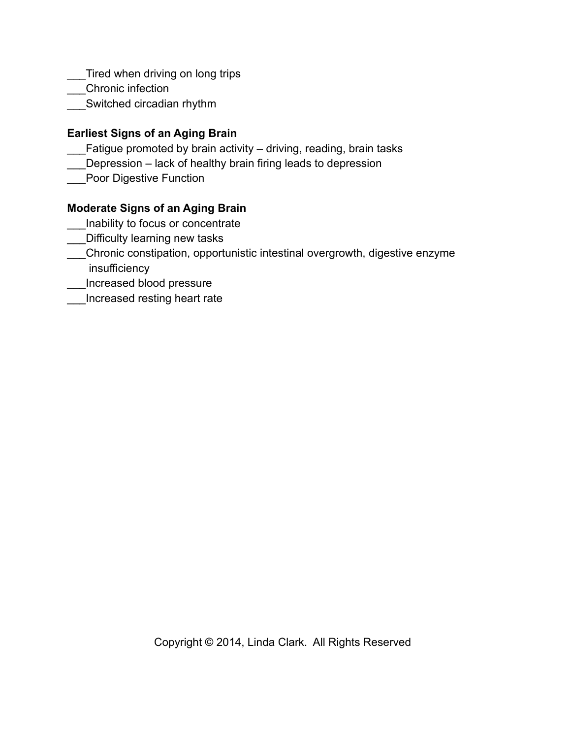___Tired when driving on long trips
___Chronic infection
___Switched circadian rhythm

**Earliest Signs of an Aging Brain**
___Fatigue promoted by brain activity – driving, reading, brain tasks
___Depression – lack of healthy brain firing leads to depression
___Poor Digestive Function

**Moderate Signs of an Aging Brain**
___Inability to focus or concentrate
___Difficulty learning new tasks
___Chronic constipation, opportunistic intestinal overgrowth, digestive enzyme insufficiency
___Increased blood pressure
___Increased resting heart rate

Copyright © 2014, Linda Clark. All Rights Reserved